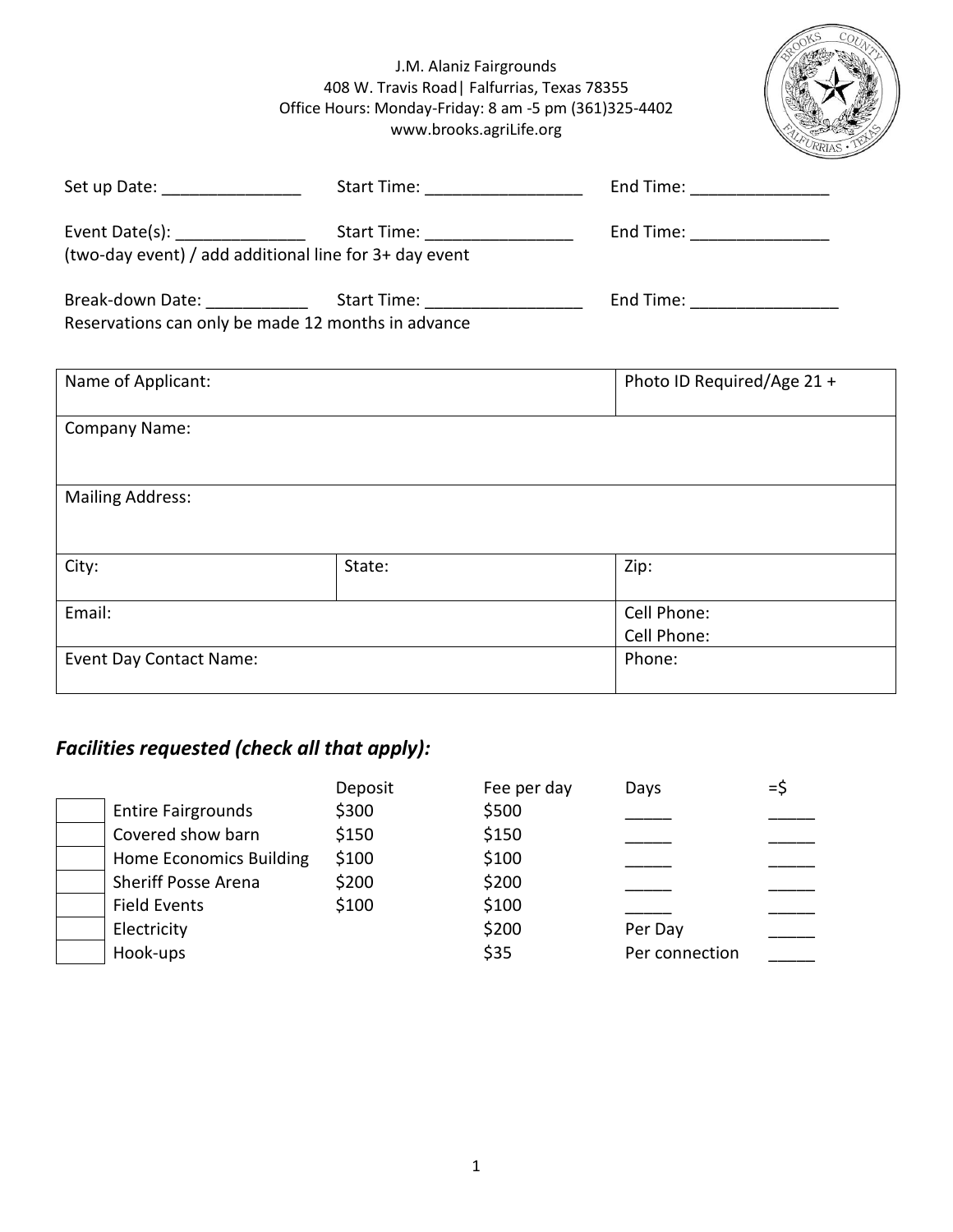J.M. Alaniz Fairgrounds
408 W. Travis Road| Falfurrias, Texas 78355
Office Hours: Monday-Friday: 8 am -5 pm (361)325-4402
www.brooks.agriLife.org

Set up Date: _______________ Start Time: _________________ End Time: _______________

Event Date(s): ______________ Start Time: ________________ End Time: _______________
(two-day event) / add additional line for 3+ day event

Break-down Date: ___________ Start Time: _________________ End Time: ________________
Reservations can only be made 12 months in advance

| Name of Applicant: | | Photo ID Required/Age 21 + |
|---|---|---|
| Company Name: | | |
| Mailing Address: | | |
| City: | State: | Zip: |
| Email: | | Cell Phone:<br>Cell Phone: |
| Event Day Contact Name: | | Phone: |

## *Facilities requested (check all that apply):*

| | | Deposit | Fee per day | Days | =$ |
|---|---|---|---|---|---|
| ☐ | Entire Fairgrounds | $300 | $500 | _____ | _____ |
| ☐ | Covered show barn | $150 | $150 | _____ | _____ |
| ☐ | Home Economics Building | $100 | $100 | _____ | _____ |
| ☐ | Sheriff Posse Arena | $200 | $200 | _____ | _____ |
| ☐ | Field Events | $100 | $100 | _____ | _____ |
| ☐ | Electricity | | $200 | Per Day | _____ |
| ☐ | Hook-ups | | $35 | Per connection | _____ |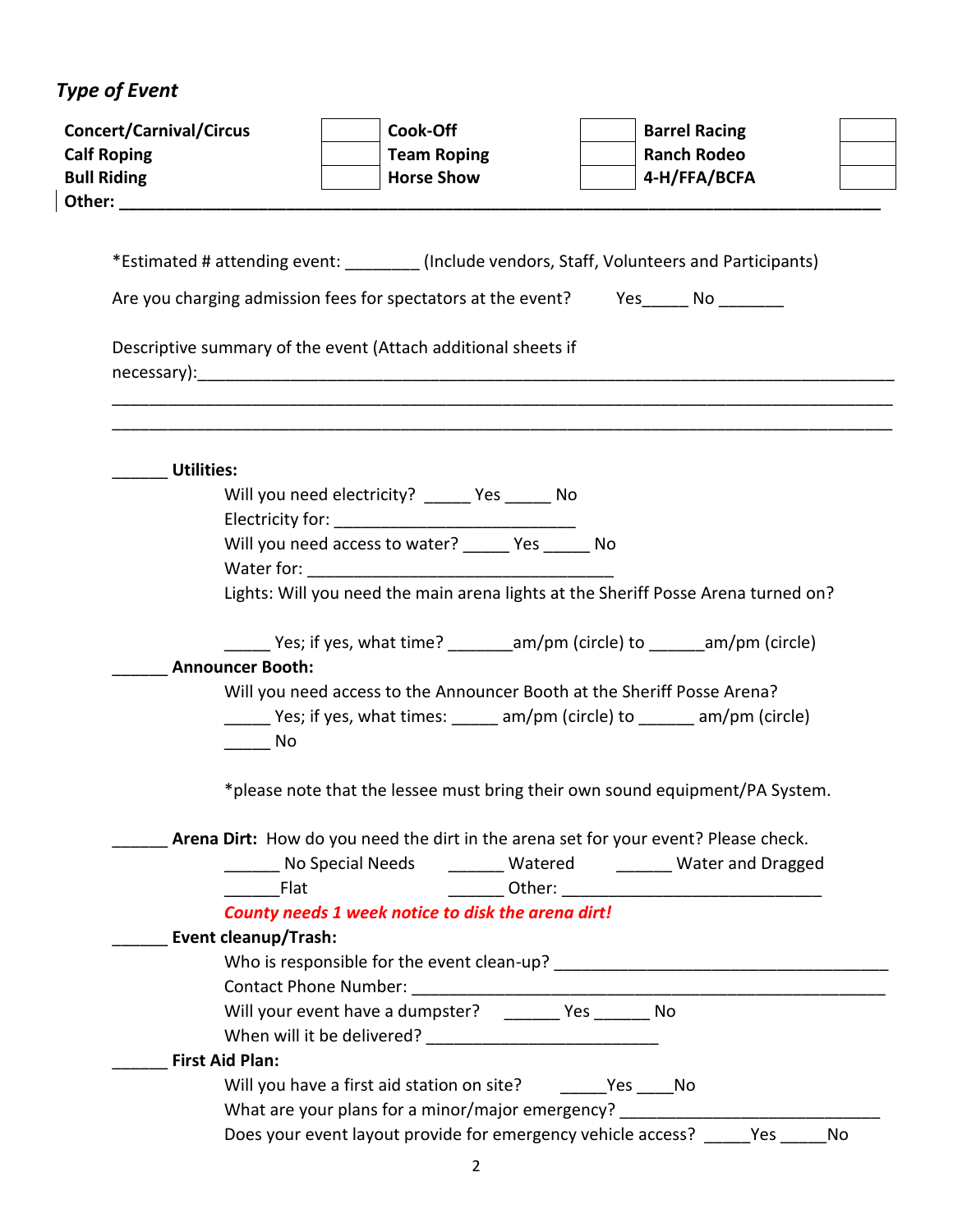## *Type of Event*

| Concert/Carnival/Circus | | Cook-Off | | Barrel Racing | |
|---|---|---|---|---|---|
| Calf Roping | | Team Roping | | Ranch Rodeo | |
| Bull Riding | | Horse Show | | 4-H/FFA/BCFA | |

**Other:** ___________________________________________________________________________

*Estimated # attending event: ________ (Include vendors, Staff, Volunteers and Participants)

Are you charging admission fees for spectators at the event? Yes_____ No _______

Descriptive summary of the event (Attach additional sheets if necessary):___________________________________________________________________________

___________________________________________________________________________

___________________________________________________________________________

______ **Utilities:**

Will you need electricity? _____ Yes _____ No

Electricity for: __________________________

Will you need access to water? _____ Yes _____ No

Water for: ________________________________

Lights: Will you need the main arena lights at the Sheriff Posse Arena turned on?

_____ Yes; if yes, what time? _______am/pm (circle) to ______am/pm (circle)

______ **Announcer Booth:**

Will you need access to the Announcer Booth at the Sheriff Posse Arena?

_____ Yes; if yes, what times: _____ am/pm (circle) to ______ am/pm (circle)

_____ No

*please note that the lessee must bring their own sound equipment/PA System.

______ **Arena Dirt:** How do you need the dirt in the arena set for your event? Please check.

______ No Special Needs ______ Watered ______ Water and Dragged

______Flat ______ Other: ____________________________

***County needs 1 week notice to disk the arena dirt!***

______ **Event cleanup/Trash:**

Who is responsible for the event clean-up? ____________________________________

Contact Phone Number: _______________________________________________

Will your event have a dumpster? ______ Yes ______ No

When will it be delivered? _________________________

______ **First Aid Plan:**

Will you have a first aid station on site? _____Yes ____No

What are your plans for a minor/major emergency? ____________________________

Does your event layout provide for emergency vehicle access? _____Yes _____No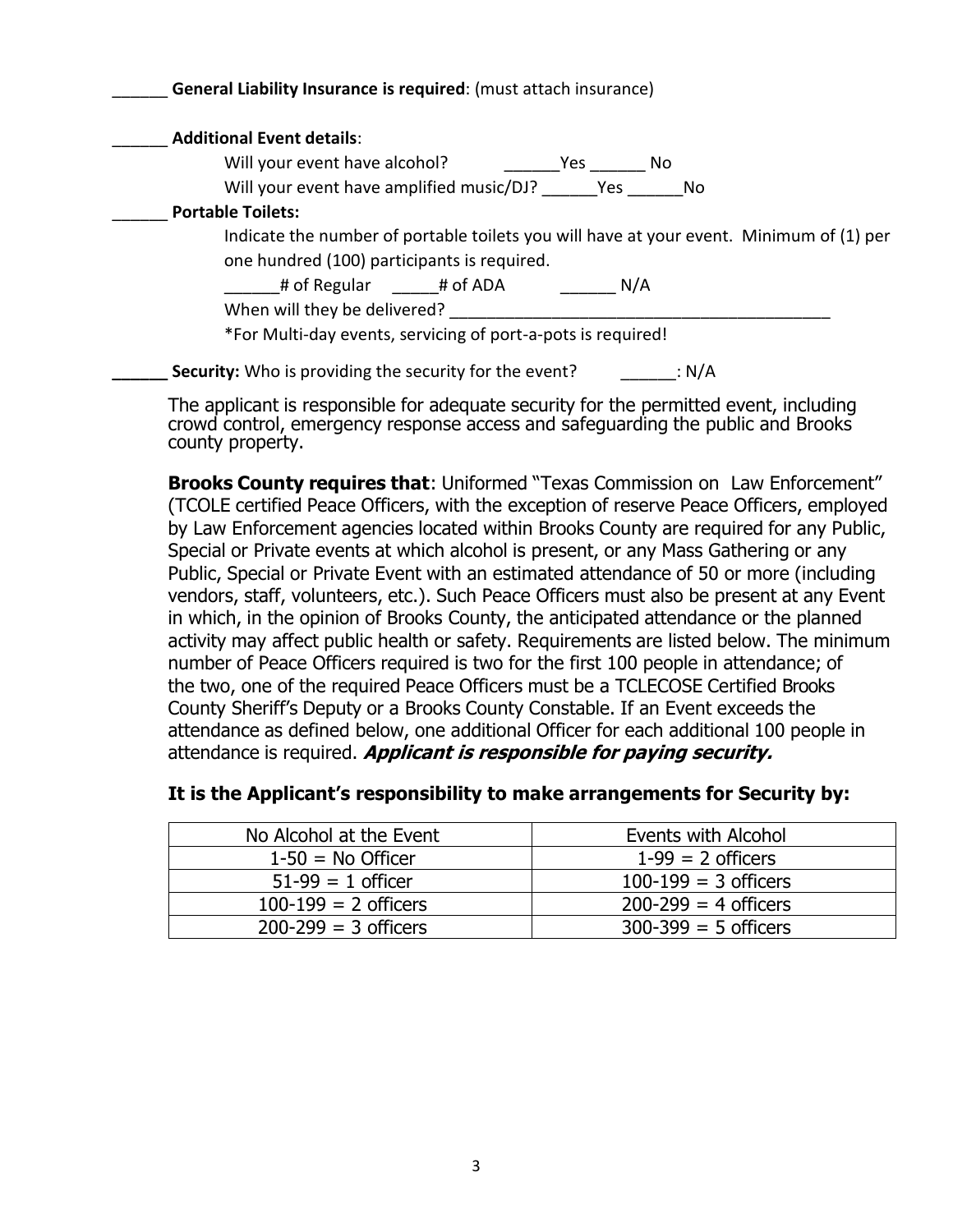______ **General Liability Insurance is required**: (must attach insurance)

______ **Additional Event details**:

Will your event have alcohol? ______Yes ______ No

Will your event have amplified music/DJ? ______Yes ______No

______ **Portable Toilets:**

Indicate the number of portable toilets you will have at your event. Minimum of (1) per one hundred (100) participants is required.

______# of Regular _____# of ADA ______ N/A

When will they be delivered? ___________________________________________

*For Multi-day events, servicing of port-a-pots is required!

______ **Security:** Who is providing the security for the event? ______: N/A

The applicant is responsible for adequate security for the permitted event, including crowd control, emergency response access and safeguarding the public and Brooks county property.

**Brooks County requires that**: Uniformed "Texas Commission on Law Enforcement" (TCOLE certified Peace Officers, with the exception of reserve Peace Officers, employed by Law Enforcement agencies located within Brooks County are required for any Public, Special or Private events at which alcohol is present, or any Mass Gathering or any Public, Special or Private Event with an estimated attendance of 50 or more (including vendors, staff, volunteers, etc.). Such Peace Officers must also be present at any Event in which, in the opinion of Brooks County, the anticipated attendance or the planned activity may affect public health or safety. Requirements are listed below. The minimum number of Peace Officers required is two for the first 100 people in attendance; of the two, one of the required Peace Officers must be a TCLECOSE Certified Brooks County Sheriff's Deputy or a Brooks County Constable. If an Event exceeds the attendance as defined below, one additional Officer for each additional 100 people in attendance is required. ***Applicant is responsible for paying security.***

**It is the Applicant's responsibility to make arrangements for Security by:**

| No Alcohol at the Event | Events with Alcohol |
|---|---|
| 1-50 = No Officer | 1-99 = 2 officers |
| 51-99 = 1 officer | 100-199 = 3 officers |
| 100-199 = 2 officers | 200-299 = 4 officers |
| 200-299 = 3 officers | 300-399 = 5 officers |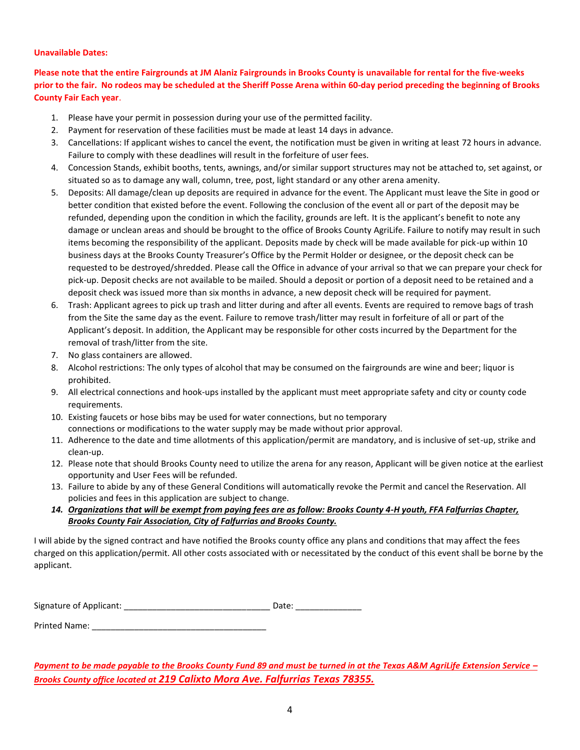**Unavailable Dates:**

**Please note that the entire Fairgrounds at JM Alaniz Fairgrounds in Brooks County is unavailable for rental for the five-weeks prior to the fair. No rodeos may be scheduled at the Sheriff Posse Arena within 60-day period preceding the beginning of Brooks County Fair Each year**.

1. Please have your permit in possession during your use of the permitted facility.
2. Payment for reservation of these facilities must be made at least 14 days in advance.
3. Cancellations: If applicant wishes to cancel the event, the notification must be given in writing at least 72 hours in advance. Failure to comply with these deadlines will result in the forfeiture of user fees.
4. Concession Stands, exhibit booths, tents, awnings, and/or similar support structures may not be attached to, set against, or situated so as to damage any wall, column, tree, post, light standard or any other arena amenity.
5. Deposits: All damage/clean up deposits are required in advance for the event. The Applicant must leave the Site in good or better condition that existed before the event. Following the conclusion of the event all or part of the deposit may be refunded, depending upon the condition in which the facility, grounds are left. It is the applicant's benefit to note any damage or unclean areas and should be brought to the office of Brooks County AgriLife. Failure to notify may result in such items becoming the responsibility of the applicant. Deposits made by check will be made available for pick-up within 10 business days at the Brooks County Treasurer's Office by the Permit Holder or designee, or the deposit check can be requested to be destroyed/shredded. Please call the Office in advance of your arrival so that we can prepare your check for pick-up. Deposit checks are not available to be mailed. Should a deposit or portion of a deposit need to be retained and a deposit check was issued more than six months in advance, a new deposit check will be required for payment.
6. Trash: Applicant agrees to pick up trash and litter during and after all events. Events are required to remove bags of trash from the Site the same day as the event. Failure to remove trash/litter may result in forfeiture of all or part of the Applicant's deposit. In addition, the Applicant may be responsible for other costs incurred by the Department for the removal of trash/litter from the site.
7. No glass containers are allowed.
8. Alcohol restrictions: The only types of alcohol that may be consumed on the fairgrounds are wine and beer; liquor is prohibited.
9. All electrical connections and hook-ups installed by the applicant must meet appropriate safety and city or county code requirements.
10. Existing faucets or hose bibs may be used for water connections, but no temporary connections or modifications to the water supply may be made without prior approval.
11. Adherence to the date and time allotments of this application/permit are mandatory, and is inclusive of set-up, strike and clean-up.
12. Please note that should Brooks County need to utilize the arena for any reason, Applicant will be given notice at the earliest opportunity and User Fees will be refunded.
13. Failure to abide by any of these General Conditions will automatically revoke the Permit and cancel the Reservation. All policies and fees in this application are subject to change.
14. ***Organizations that will be exempt from paying fees are as follow: Brooks County 4-H youth, FFA Falfurrias Chapter, Brooks County Fair Association, City of Falfurrias and Brooks County.***

I will abide by the signed contract and have notified the Brooks county office any plans and conditions that may affect the fees charged on this application/permit. All other costs associated with or necessitated by the conduct of this event shall be borne by the applicant.

Signature of Applicant: _______________________________ Date: ______________

Printed Name: ______________________________________

***Payment to be made payable to the Brooks County Fund 89 and must be turned in at the Texas A&M AgriLife Extension Service – Brooks County office located at 219 Calixto Mora Ave. Falfurrias Texas 78355.***